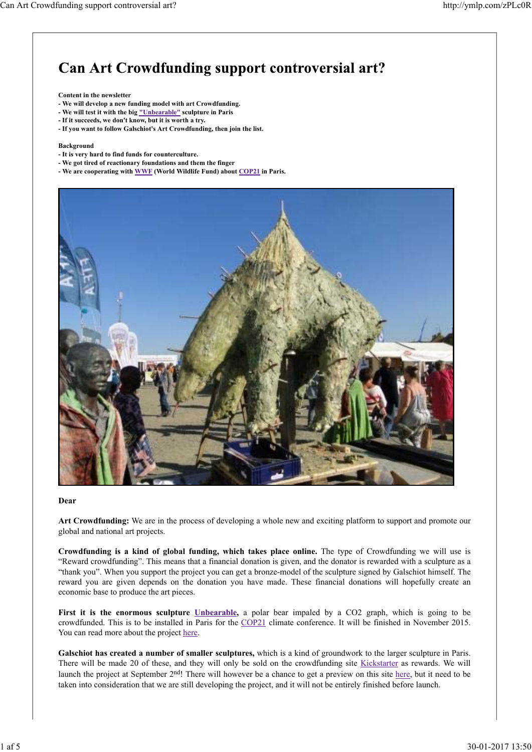# Can Art Crowdfunding support controversial art?

**Content in the newsletter**
**- We will develop a new funding model with art Crowdfunding.**
**- We will test it with the big "Unbearable" sculpture in Paris**
**- If it succeeds, we don't know, but it is worth a try.**
**- If you want to follow Galschiot's Art Crowdfunding, then join the list.**

**Background**
**- It is very hard to find funds for counterculture.**
**- We got tired of reactionary foundations and them the finger**
**- We are cooperating with WWF (World Wildlife Fund) about COP21 in Paris.**

**Dear**

**Art Crowdfunding:** We are in the process of developing a whole new and exciting platform to support and promote our global and national art projects.

**Crowdfunding is a kind of global funding, which takes place online.** The type of Crowdfunding we will use is "Reward crowdfunding". This means that a financial donation is given, and the donator is rewarded with a sculpture as a "thank you". When you support the project you can get a bronze-model of the sculpture signed by Galschiot himself. The reward you are given depends on the donation you have made. These financial donations will hopefully create an economic base to produce the art pieces.

**First it is the enormous sculpture Unbearable,** a polar bear impaled by a CO2 graph, which is going to be crowdfunded. This is to be installed in Paris for the COP21 climate conference. It will be finished in November 2015. You can read more about the project here.

**Galschiot has created a number of smaller sculptures,** which is a kind of groundwork to the larger sculpture in Paris. There will be made 20 of these, and they will only be sold on the crowdfunding site Kickstarter as rewards. We will launch the project at September 2nd! There will however be a chance to get a preview on this site here, but it need to be taken into consideration that we are still developing the project, and it will not be entirely finished before launch.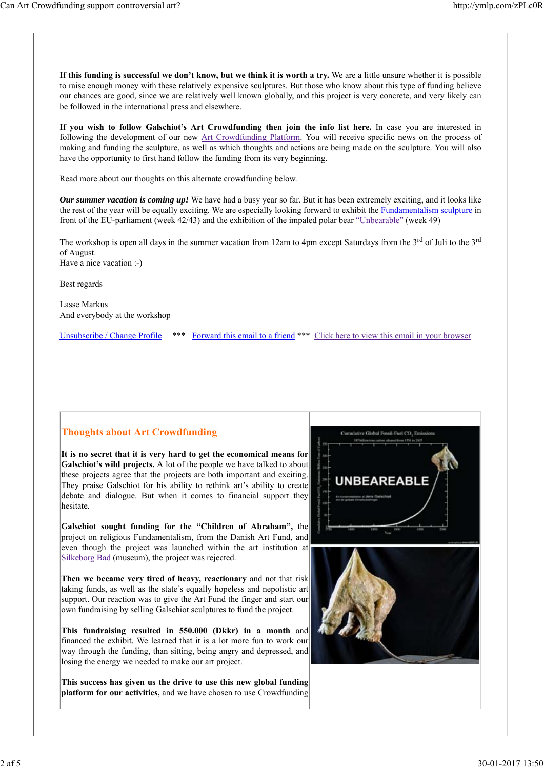**If this funding is successful we don't know, but we think it is worth a try.** We are a little unsure whether it is possible to raise enough money with these relatively expensive sculptures. But those who know about this type of funding believe our chances are good, since we are relatively well known globally, and this project is very concrete, and very likely can be followed in the international press and elsewhere.

**If you wish to follow Galschiot's Art Crowdfunding then join the info list here.** In case you are interested in following the development of our new Art Crowdfunding Platform. You will receive specific news on the process of making and funding the sculpture, as well as which thoughts and actions are being made on the sculpture. You will also have the opportunity to first hand follow the funding from its very beginning.

Read more about our thoughts on this alternate crowdfunding below.

***Our summer vacation is coming up!*** We have had a busy year so far. But it has been extremely exciting, and it looks like the rest of the year will be equally exciting. We are especially looking forward to exhibit the Fundamentalism sculpture in front of the EU-parliament (week 42/43) and the exhibition of the impaled polar bear "Unbearable" (week 49)

The workshop is open all days in the summer vacation from 12am to 4pm except Saturdays from the 3rd of Juli to the 3rd of August.
Have a nice vacation :-)

Best regards

Lasse Markus
And everybody at the workshop

Unsubscribe / Change Profile *** Forward this email to a friend *** Click here to view this email in your browser

## Thoughts about Art Crowdfunding

**It is no secret that it is very hard to get the economical means for Galschiot's wild projects.** A lot of the people we have talked to about these projects agree that the projects are both important and exciting. They praise Galschiot for his ability to rethink art's ability to create debate and dialogue. But when it comes to financial support they hesitate.

**Galschiot sought funding for the "Children of Abraham",** the project on religious Fundamentalism, from the Danish Art Fund, and even though the project was launched within the art institution at Silkeborg Bad (museum), the project was rejected.

**Then we became very tired of heavy, reactionary** and not that risk taking funds, as well as the state's equally hopeless and nepotistic art support. Our reaction was to give the Art Fund the finger and start our own fundraising by selling Galschiot sculptures to fund the project.

**This fundraising resulted in 550.000 (Dkkr) in a month** and financed the exhibit. We learned that it is a lot more fun to work our way through the funding, than sitting, being angry and depressed, and losing the energy we needed to make our art project.

**This success has given us the drive to use this new global funding platform for our activities,** and we have chosen to use Crowdfunding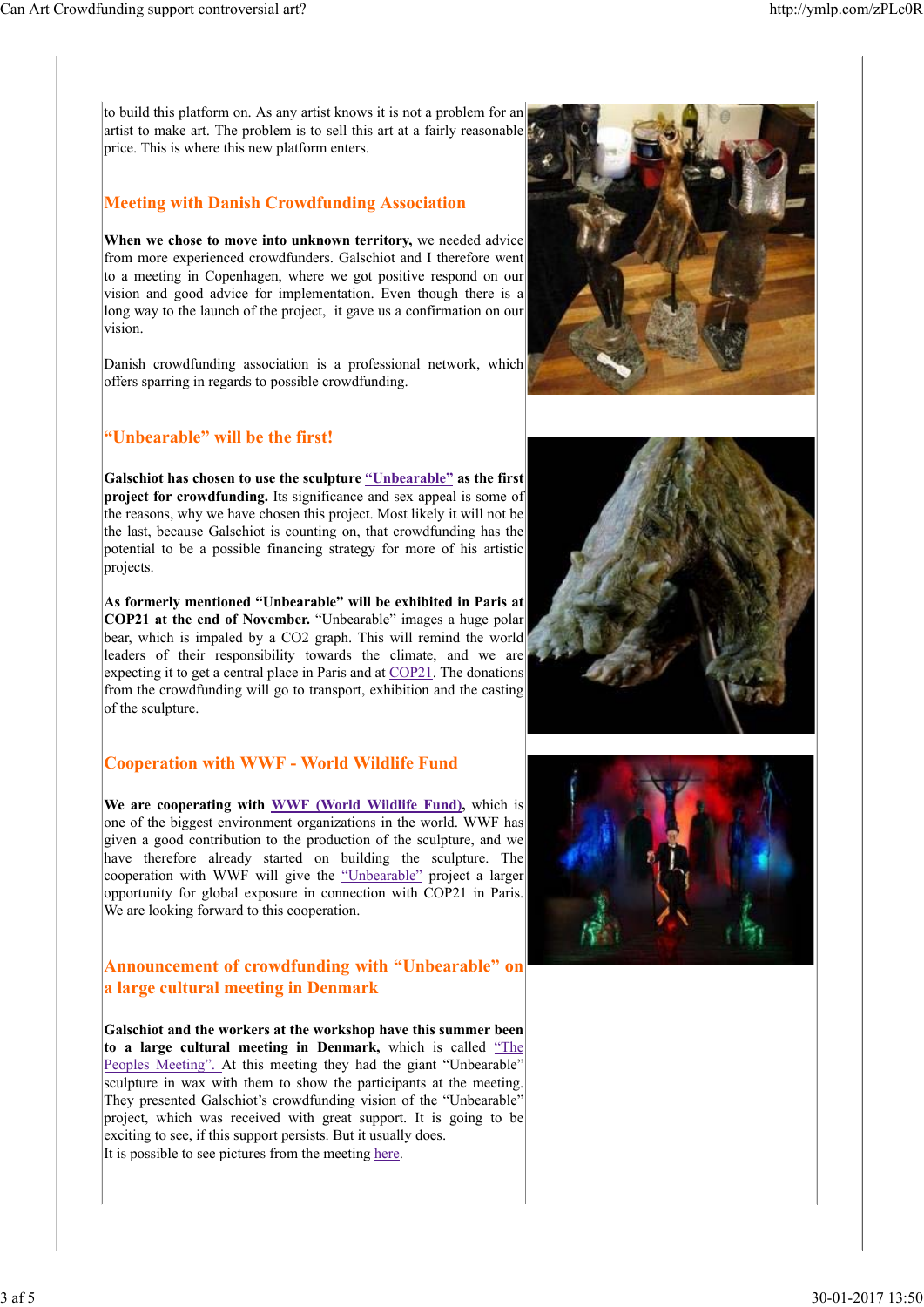to build this platform on. As any artist knows it is not a problem for an artist to make art. The problem is to sell this art at a fairly reasonable price. This is where this new platform enters.

## Meeting with Danish Crowdfunding Association

**When we chose to move into unknown territory,** we needed advice from more experienced crowdfunders. Galschiot and I therefore went to a meeting in Copenhagen, where we got positive respond on our vision and good advice for implementation. Even though there is a long way to the launch of the project, it gave us a confirmation on our vision.

Danish crowdfunding association is a professional network, which offers sparring in regards to possible crowdfunding.

## "Unbearable" will be the first!

**Galschiot has chosen to use the sculpture "Unbearable" as the first project for crowdfunding.** Its significance and sex appeal is some of the reasons, why we have chosen this project. Most likely it will not be the last, because Galschiot is counting on, that crowdfunding has the potential to be a possible financing strategy for more of his artistic projects.

**As formerly mentioned "Unbearable" will be exhibited in Paris at COP21 at the end of November.** "Unbearable" images a huge polar bear, which is impaled by a $CO_2$ graph. This will remind the world leaders of their responsibility towards the climate, and we are expecting it to get a central place in Paris and at COP21. The donations from the crowdfunding will go to transport, exhibition and the casting of the sculpture.

## Cooperation with WWF - World Wildlife Fund

**We are cooperating with WWF (World Wildlife Fund),** which is one of the biggest environment organizations in the world. WWF has given a good contribution to the production of the sculpture, and we have therefore already started on building the sculpture. The cooperation with WWF will give the "Unbearable" project a larger opportunity for global exposure in connection with COP21 in Paris. We are looking forward to this cooperation.

## Announcement of crowdfunding with "Unbearable" on a large cultural meeting in Denmark

**Galschiot and the workers at the workshop have this summer been to a large cultural meeting in Denmark,** which is called "The Peoples Meeting". At this meeting they had the giant "Unbearable" sculpture in wax with them to show the participants at the meeting. They presented Galschiot's crowdfunding vision of the "Unbearable" project, which was received with great support. It is going to be exciting to see, if this support persists. But it usually does.
It is possible to see pictures from the meeting here.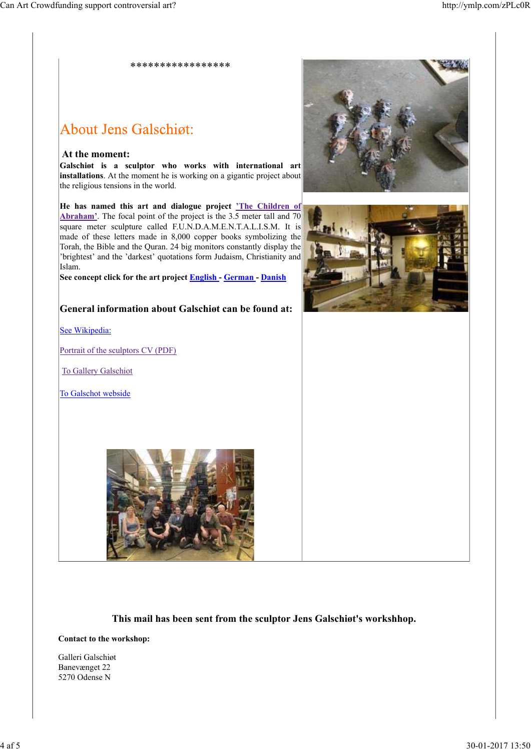*****************

## About Jens Galschiøt:

### At the moment:

**Galschiøt is a sculptor who works with international art installations**. At the moment he is working on a gigantic project about the religious tensions in the world.

**He has named this art and dialogue project ['The Children of Abraham'](#)**. The focal point of the project is the 3.5 meter tall and 70 square meter sculpture called F.U.N.D.A.M.E.N.T.A.L.I.S.M. It is made of these letters made in 8,000 copper books symbolizing the Torah, the Bible and the Quran. 24 big monitors constantly display the 'brightest' and the 'darkest' quotations form Judaism, Christianity and Islam.

**See concept click for the art project English - German - Danish**

### General information about Galschiøt can be found at:

See Wikipedia:

Portrait of the sculptors CV (PDF)

To Gallery Galschiot

To Galschot webside

**This mail has been sent from the sculptor Jens Galschiøt's workshhop.**

**Contact to the workshop:**

Galleri Galschiøt
Banevænget 22
5270 Odense N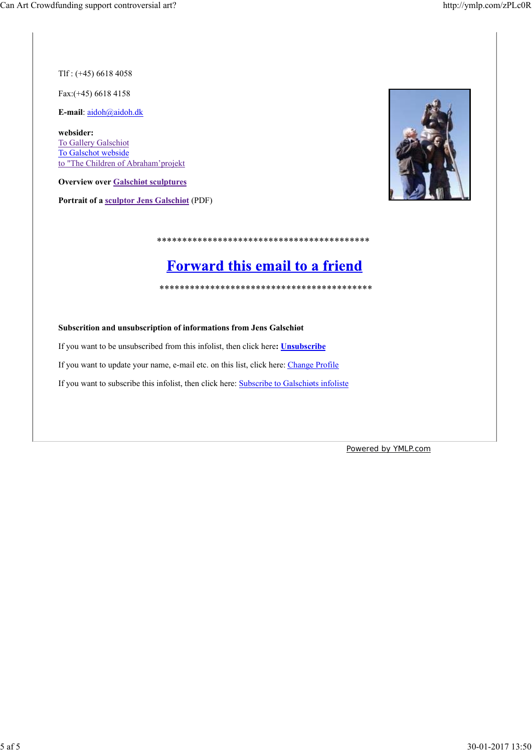Tlf : (+45) 6618 4058

Fax:(+45) 6618 4158

**E-mail**: aidoh@aidoh.dk

**websider:**
To Gallery Galschiot
To Galschot webside
to "The Children of Abraham'projekt

**Overview over Galschiøt sculptures**

**Portrait of a sculptor Jens Galschiøt** (PDF)

******************************************

## Forward this email to a friend

******************************************

**Subscrition and unsubscription of informations from Jens Galschiøt**

If you want to be unsubscribed from this infolist, then click here**: Unsubscribe**

If you want to update your name, e-mail etc. on this list, click here: Change Profile

If you want to subscribe this infolist, then click here: Subscribe to Galschiøts infoliste

Powered by YMLP.com